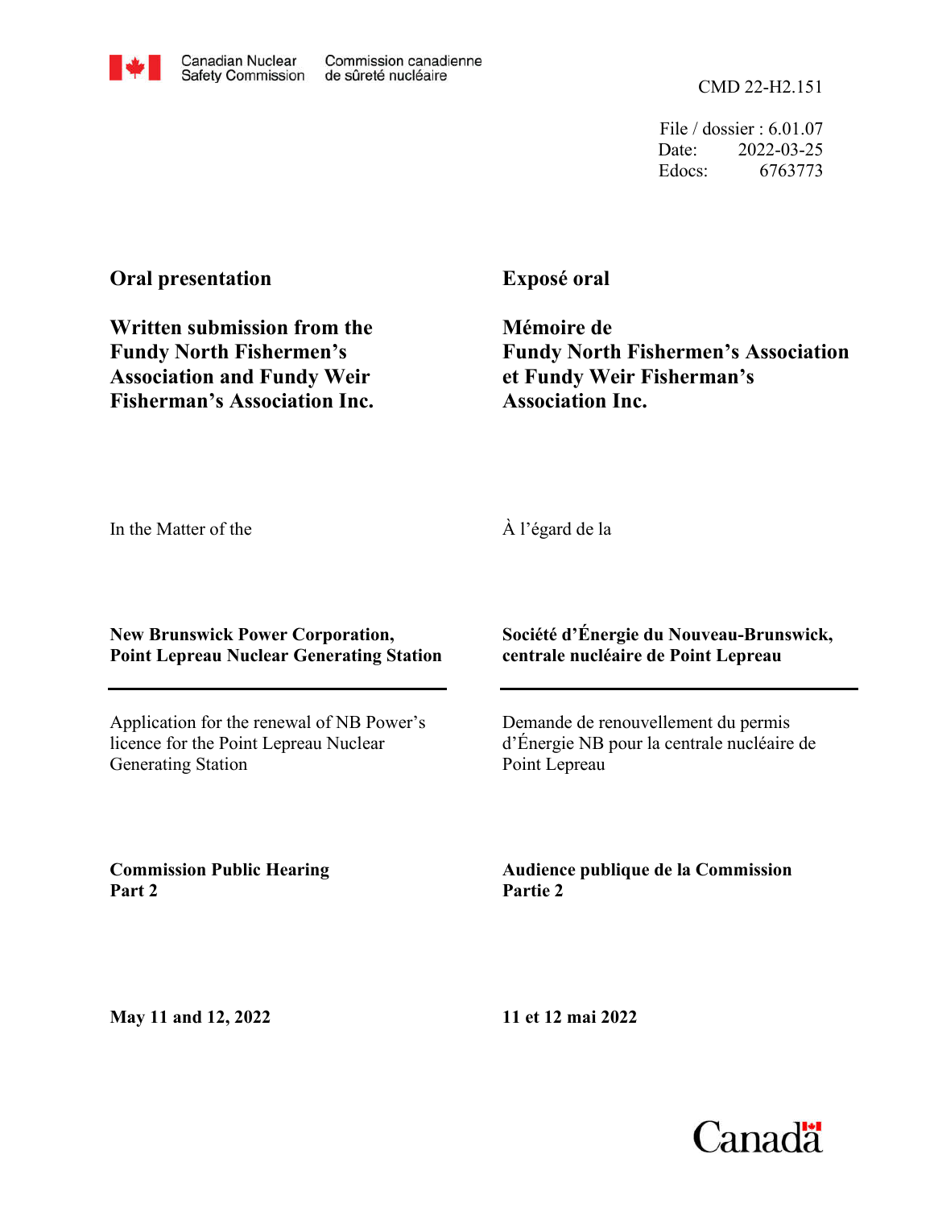Canadian Nuclear Safety Commission | Commission canadienne de sûreté nucléaire

CMD 22-H2.151

File / dossier : 6.01.07
Date: 2022-03-25
Edocs: 6763773

**Oral presentation**

**Written submission from the Fundy North Fishermen's Association and Fundy Weir Fisherman's Association Inc.**

**Exposé oral**

**Mémoire de Fundy North Fishermen's Association et Fundy Weir Fisherman's Association Inc.**

In the Matter of the

À l'égard de la

**New Brunswick Power Corporation, Point Lepreau Nuclear Generating Station**

**Société d'Énergie du Nouveau-Brunswick, centrale nucléaire de Point Lepreau**

Application for the renewal of NB Power's licence for the Point Lepreau Nuclear Generating Station

Demande de renouvellement du permis d'Énergie NB pour la centrale nucléaire de Point Lepreau

**Commission Public Hearing Part 2**

**Audience publique de la Commission Partie 2**

**May 11 and 12, 2022**

**11 et 12 mai 2022**

Canada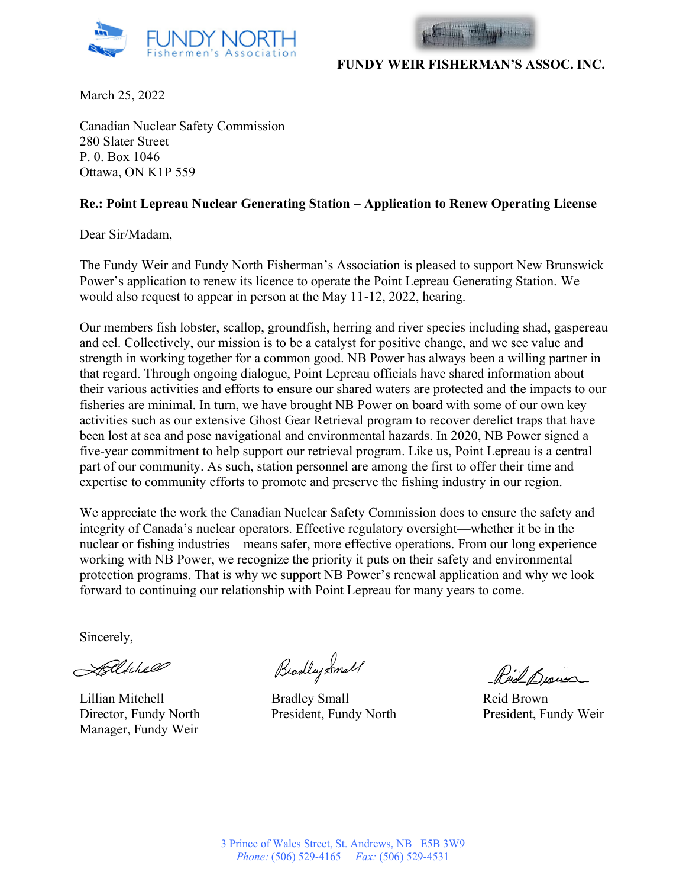FUNDY NORTH
Fishermen's Association

**FUNDY WEIR FISHERMAN'S ASSOC. INC.**

March 25, 2022

Canadian Nuclear Safety Commission
280 Slater Street
P. 0. Box 1046
Ottawa, ON K1P 559

**Re.: Point Lepreau Nuclear Generating Station – Application to Renew Operating License**

Dear Sir/Madam,

The Fundy Weir and Fundy North Fisherman's Association is pleased to support New Brunswick Power's application to renew its licence to operate the Point Lepreau Generating Station. We would also request to appear in person at the May 11-12, 2022, hearing.

Our members fish lobster, scallop, groundfish, herring and river species including shad, gaspereau and eel. Collectively, our mission is to be a catalyst for positive change, and we see value and strength in working together for a common good. NB Power has always been a willing partner in that regard. Through ongoing dialogue, Point Lepreau officials have shared information about their various activities and efforts to ensure our shared waters are protected and the impacts to our fisheries are minimal. In turn, we have brought NB Power on board with some of our own key activities such as our extensive Ghost Gear Retrieval program to recover derelict traps that have been lost at sea and pose navigational and environmental hazards. In 2020, NB Power signed a five-year commitment to help support our retrieval program. Like us, Point Lepreau is a central part of our community. As such, station personnel are among the first to offer their time and expertise to community efforts to promote and preserve the fishing industry in our region.

We appreciate the work the Canadian Nuclear Safety Commission does to ensure the safety and integrity of Canada's nuclear operators. Effective regulatory oversight—whether it be in the nuclear or fishing industries—means safer, more effective operations. From our long experience working with NB Power, we recognize the priority it puts on their safety and environmental protection programs. That is why we support NB Power's renewal application and why we look forward to continuing our relationship with Point Lepreau for many years to come.

Sincerely,

Lillian Mitchell
Director, Fundy North
Manager, Fundy Weir

Bradley Small
President, Fundy North

Reid Brown
President, Fundy Weir

3 Prince of Wales Street, St. Andrews, NB E5B 3W9
*Phone:* (506) 529-4165 *Fax:* (506) 529-4531